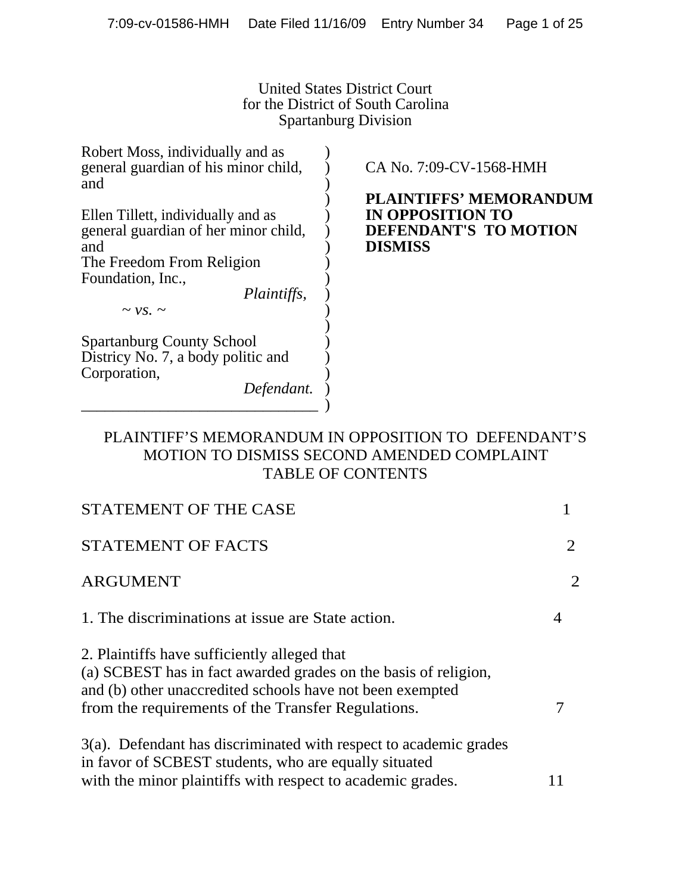United States District Court
for the District of South Carolina
Spartanburg Division

| | |
|---|---|
| Robert Moss, individually and as general guardian of his minor child, and<br><br>Ellen Tillett, individually and as general guardian of her minor child, and<br>The Freedom From Religion Foundation, Inc.,<br>*Plaintiffs*,<br>*~ vs. ~*<br><br>Spartanburg County School Districy No. 7, a body politic and Corporation,<br>*Defendant.* | CA No. 7:09-CV-1568-HMH<br><br>**PLAINTIFFS' MEMORANDUM IN OPPOSITION TO DEFENDANT'S TO MOTION DISMISS** |

PLAINTIFF'S MEMORANDUM IN OPPOSITION TO DEFENDANT'S MOTION TO DISMISS SECOND AMENDED COMPLAINT
TABLE OF CONTENTS

| | |
|---|---|
| STATEMENT OF THE CASE | 1 |
| STATEMENT OF FACTS | 2 |
| ARGUMENT | 2 |
| 1. The discriminations at issue are State action. | 4 |
| 2. Plaintiffs have sufficiently alleged that (a) SCBEST has in fact awarded grades on the basis of religion, and (b) other unaccredited schools have not been exempted from the requirements of the Transfer Regulations. | 7 |
| 3(a). Defendant has discriminated with respect to academic grades in favor of SCBEST students, who are equally situated with the minor plaintiffs with respect to academic grades. | 11 |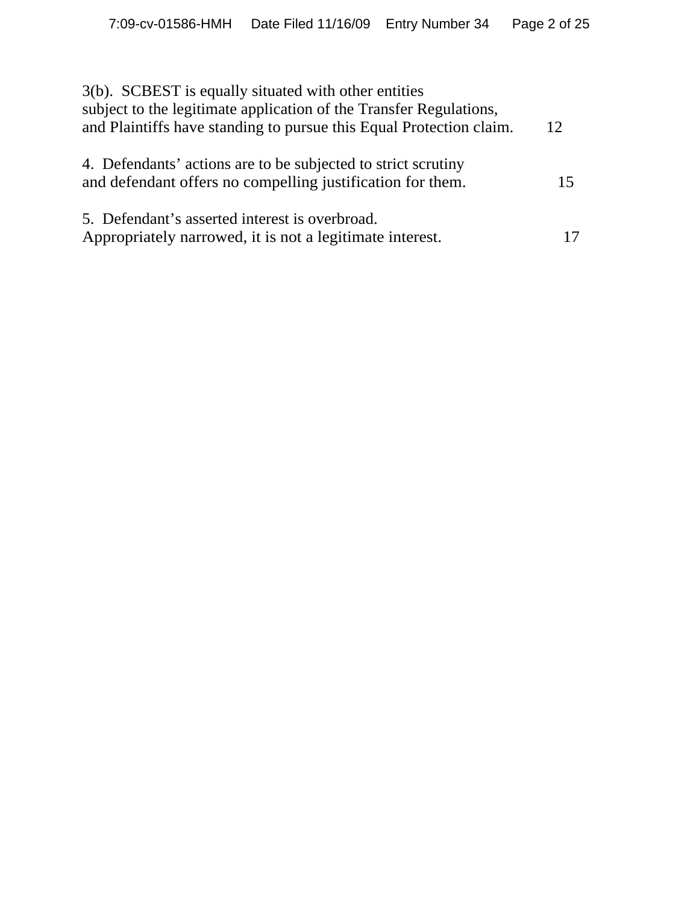3(b). SCBEST is equally situated with other entities subject to the legitimate application of the Transfer Regulations, and Plaintiffs have standing to pursue this Equal Protection claim. 12

4. Defendants' actions are to be subjected to strict scrutiny and defendant offers no compelling justification for them. 15

5. Defendant's asserted interest is overbroad. Appropriately narrowed, it is not a legitimate interest. 17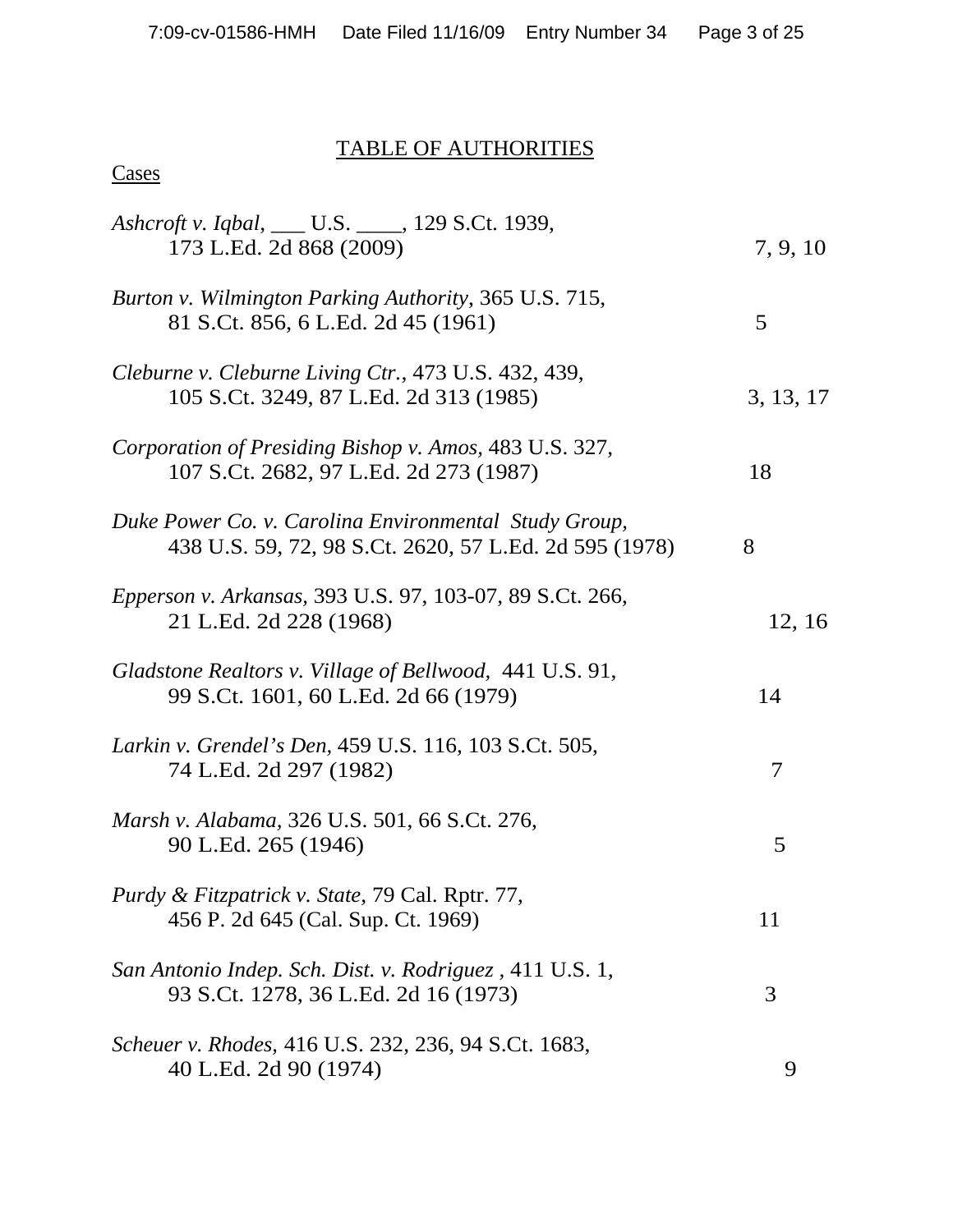# TABLE OF AUTHORITIES

Cases

| Case | Page |
|---|---|
| *Ashcroft v. Iqbal*, ___ U.S. ____, 129 S.Ct. 1939, 173 L.Ed. 2d 868 (2009) | 7, 9, 10 |
| *Burton v. Wilmington Parking Authority*, 365 U.S. 715, 81 S.Ct. 856, 6 L.Ed. 2d 45 (1961) | 5 |
| *Cleburne v. Cleburne Living Ctr.*, 473 U.S. 432, 439, 105 S.Ct. 3249, 87 L.Ed. 2d 313 (1985) | 3, 13, 17 |
| *Corporation of Presiding Bishop v. Amos,* 483 U.S. 327, 107 S.Ct. 2682, 97 L.Ed. 2d 273 (1987) | 18 |
| *Duke Power Co. v. Carolina Environmental Study Group,* 438 U.S. 59, 72, 98 S.Ct. 2620, 57 L.Ed. 2d 595 (1978) | 8 |
| *Epperson v. Arkansas,* 393 U.S. 97, 103-07, 89 S.Ct. 266, 21 L.Ed. 2d 228 (1968) | 12, 16 |
| *Gladstone Realtors v. Village of Bellwood,* 441 U.S. 91, 99 S.Ct. 1601, 60 L.Ed. 2d 66 (1979) | 14 |
| *Larkin v. Grendel's Den,* 459 U.S. 116, 103 S.Ct. 505, 74 L.Ed. 2d 297 (1982) | 7 |
| *Marsh v. Alabama*, 326 U.S. 501, 66 S.Ct. 276, 90 L.Ed. 265 (1946) | 5 |
| *Purdy & Fitzpatrick v. State*, 79 Cal. Rptr. 77, 456 P. 2d 645 (Cal. Sup. Ct. 1969) | 11 |
| *San Antonio Indep. Sch. Dist. v. Rodriguez* , 411 U.S. 1, 93 S.Ct. 1278, 36 L.Ed. 2d 16 (1973) | 3 |
| *Scheuer v. Rhodes,* 416 U.S. 232, 236, 94 S.Ct. 1683, 40 L.Ed. 2d 90 (1974) | 9 |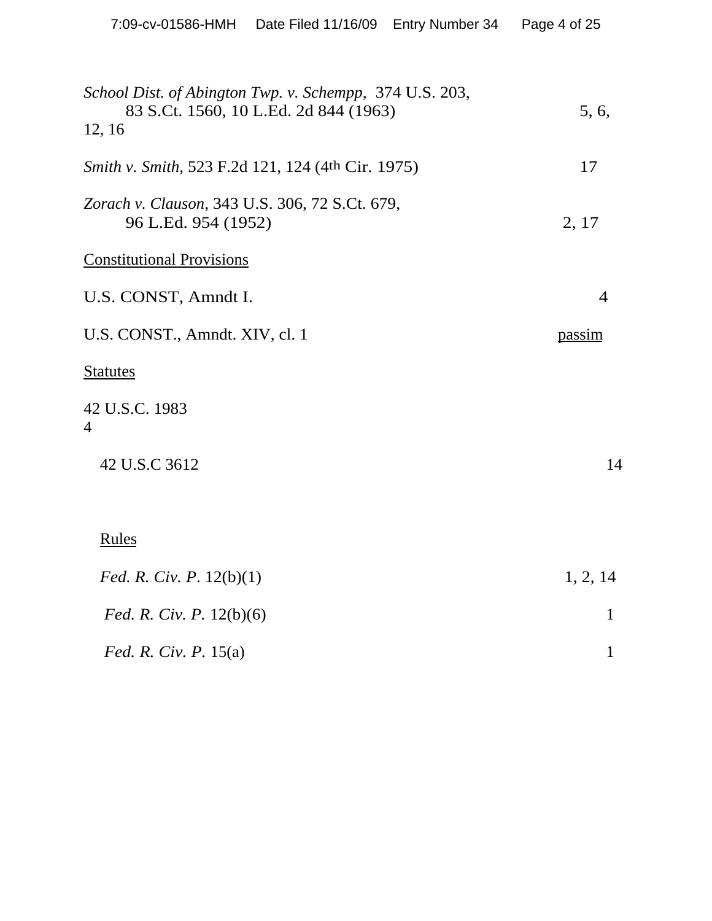*School Dist. of Abington Twp. v. Schempp*, 374 U.S. 203,
83 S.Ct. 1560, 10 L.Ed. 2d 844 (1963) 5, 6, 12, 16

*Smith v. Smith*, 523 F.2d 121, 124 (4th Cir. 1975) 17

*Zorach v. Clauson*, 343 U.S. 306, 72 S.Ct. 679,
96 L.Ed. 954 (1952) 2, 17

Constitutional Provisions

U.S. CONST, Amndt I. 4

U.S. CONST., Amndt. XIV, cl. 1 passim

Statutes

42 U.S.C. 1983 4

42 U.S.C 3612 14

Rules

*Fed. R. Civ. P*. 12(b)(1) 1, 2, 14

*Fed. R. Civ. P.* 12(b)(6) 1

*Fed. R. Civ. P.* 15(a) 1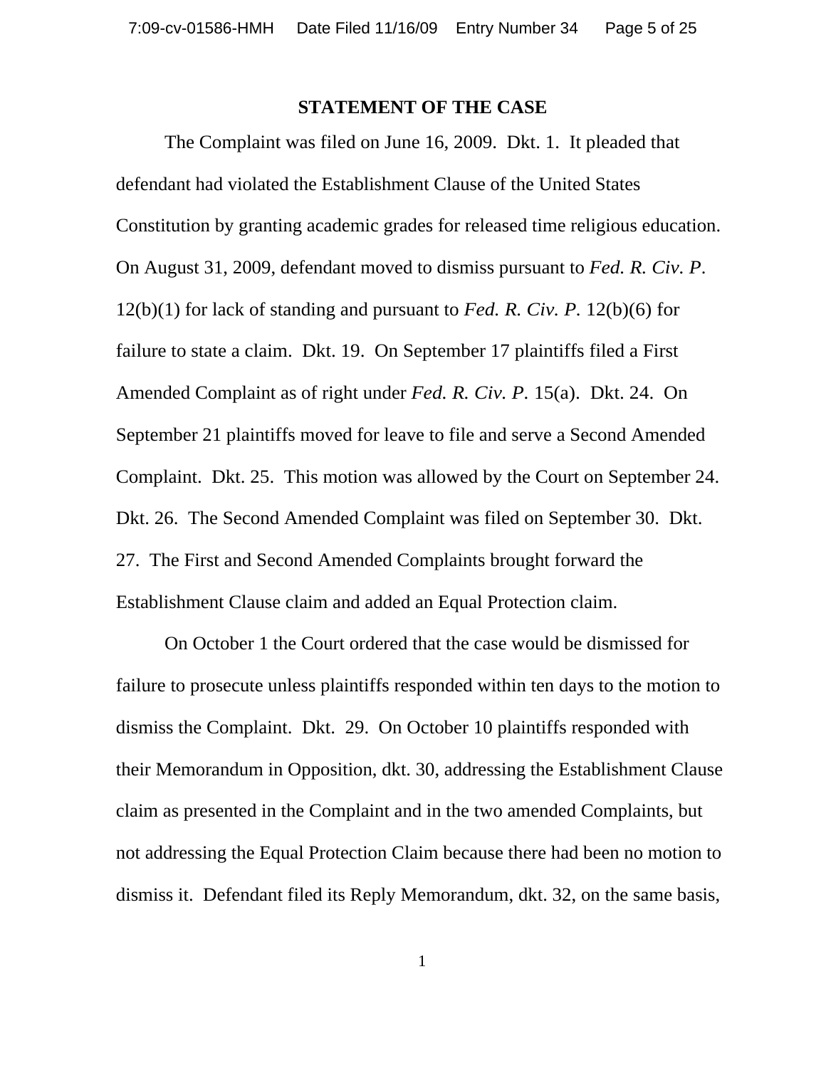## STATEMENT OF THE CASE

The Complaint was filed on June 16, 2009. Dkt. 1. It pleaded that defendant had violated the Establishment Clause of the United States Constitution by granting academic grades for released time religious education. On August 31, 2009, defendant moved to dismiss pursuant to *Fed. R. Civ. P*. 12(b)(1) for lack of standing and pursuant to *Fed. R. Civ. P*. 12(b)(6) for failure to state a claim. Dkt. 19. On September 17 plaintiffs filed a First Amended Complaint as of right under *Fed. R. Civ. P*. 15(a). Dkt. 24. On September 21 plaintiffs moved for leave to file and serve a Second Amended Complaint. Dkt. 25. This motion was allowed by the Court on September 24. Dkt. 26. The Second Amended Complaint was filed on September 30. Dkt. 27. The First and Second Amended Complaints brought forward the Establishment Clause claim and added an Equal Protection claim.

On October 1 the Court ordered that the case would be dismissed for failure to prosecute unless plaintiffs responded within ten days to the motion to dismiss the Complaint. Dkt. 29. On October 10 plaintiffs responded with their Memorandum in Opposition, dkt. 30, addressing the Establishment Clause claim as presented in the Complaint and in the two amended Complaints, but not addressing the Equal Protection Claim because there had been no motion to dismiss it. Defendant filed its Reply Memorandum, dkt. 32, on the same basis,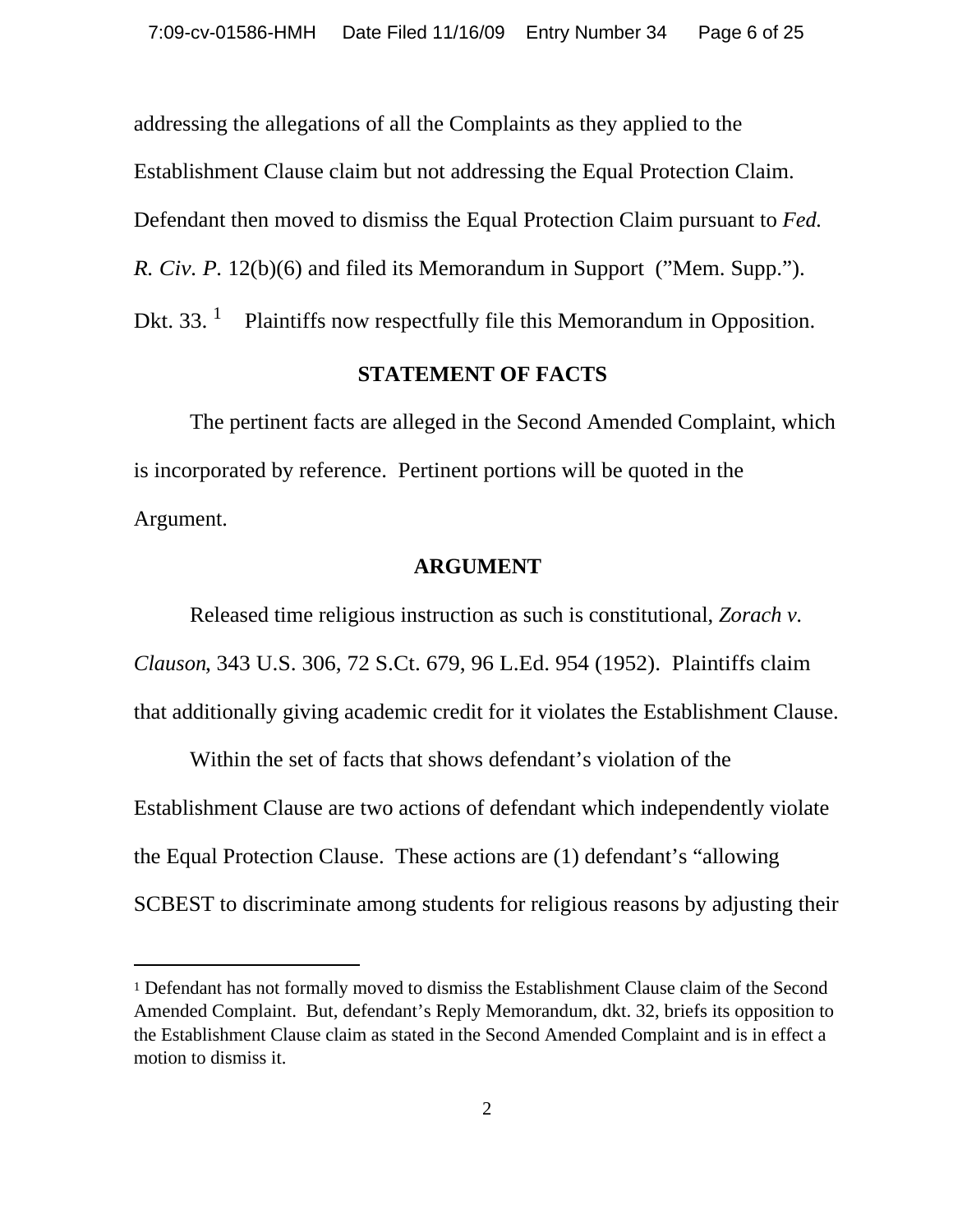addressing the allegations of all the Complaints as they applied to the Establishment Clause claim but not addressing the Equal Protection Claim. Defendant then moved to dismiss the Equal Protection Claim pursuant to *Fed. R. Civ. P.* 12(b)(6) and filed its Memorandum in Support ("Mem. Supp."). Dkt. 33. [1] Plaintiffs now respectfully file this Memorandum in Opposition.

**STATEMENT OF FACTS**

The pertinent facts are alleged in the Second Amended Complaint, which is incorporated by reference. Pertinent portions will be quoted in the Argument.

**ARGUMENT**

Released time religious instruction as such is constitutional, *Zorach v. Clauson*, 343 U.S. 306, 72 S.Ct. 679, 96 L.Ed. 954 (1952). Plaintiffs claim that additionally giving academic credit for it violates the Establishment Clause.

Within the set of facts that shows defendant's violation of the Establishment Clause are two actions of defendant which independently violate the Equal Protection Clause. These actions are (1) defendant's "allowing SCBEST to discriminate among students for religious reasons by adjusting their

---

[1] Defendant has not formally moved to dismiss the Establishment Clause claim of the Second Amended Complaint. But, defendant's Reply Memorandum, dkt. 32, briefs its opposition to the Establishment Clause claim as stated in the Second Amended Complaint and is in effect a motion to dismiss it.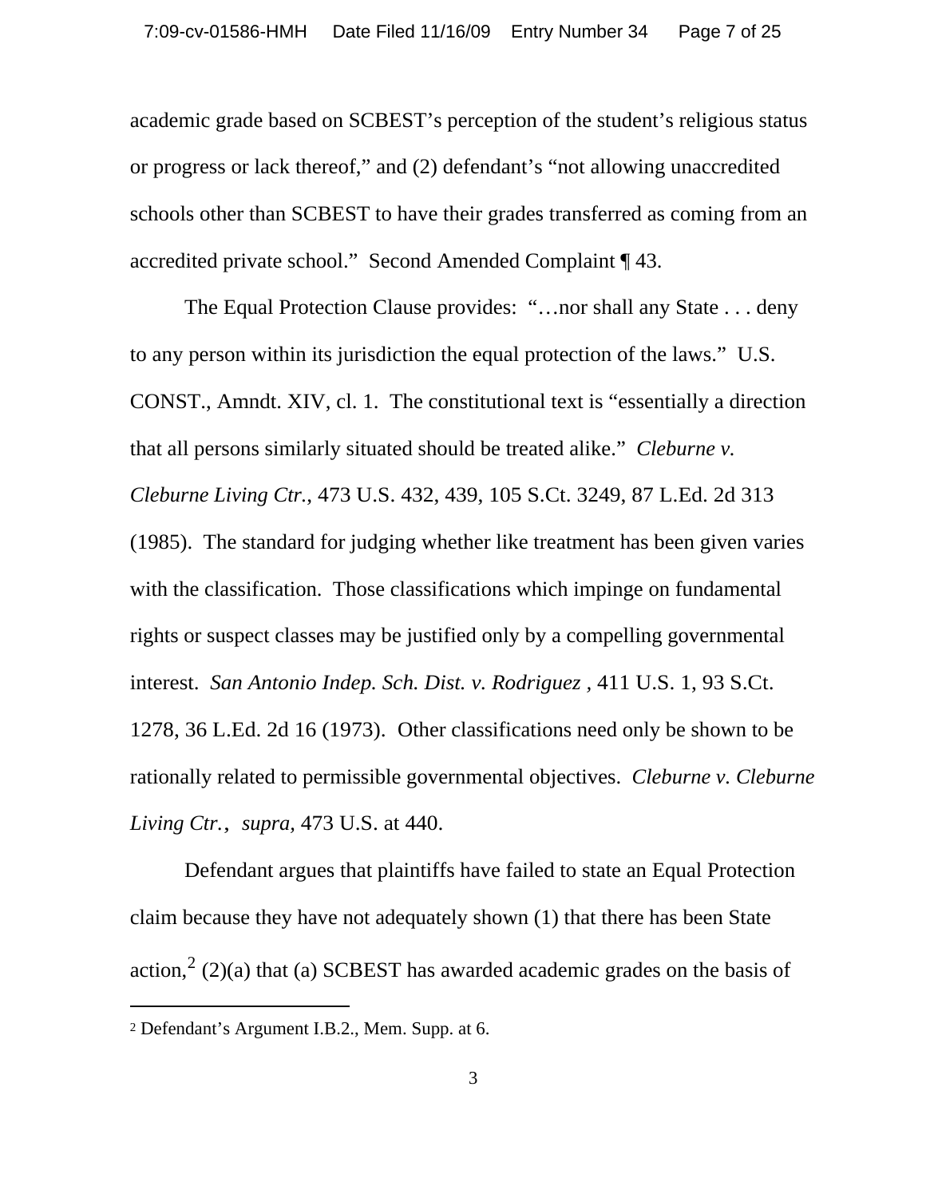academic grade based on SCBEST's perception of the student's religious status or progress or lack thereof," and (2) defendant's "not allowing unaccredited schools other than SCBEST to have their grades transferred as coming from an accredited private school." Second Amended Complaint ¶ 43.

The Equal Protection Clause provides: "…nor shall any State . . . deny to any person within its jurisdiction the equal protection of the laws." U.S. CONST., Amndt. XIV, cl. 1. The constitutional text is "essentially a direction that all persons similarly situated should be treated alike." *Cleburne v. Cleburne Living Ctr.*, 473 U.S. 432, 439, 105 S.Ct. 3249, 87 L.Ed. 2d 313 (1985). The standard for judging whether like treatment has been given varies with the classification. Those classifications which impinge on fundamental rights or suspect classes may be justified only by a compelling governmental interest. *San Antonio Indep. Sch. Dist. v. Rodriguez ,* 411 U.S. 1, 93 S.Ct. 1278, 36 L.Ed. 2d 16 (1973). Other classifications need only be shown to be rationally related to permissible governmental objectives. *Cleburne v. Cleburne Living Ctr.*, *supra,* 473 U.S. at 440.

Defendant argues that plaintiffs have failed to state an Equal Protection claim because they have not adequately shown (1) that there has been State action,[2] (2)(a) that (a) SCBEST has awarded academic grades on the basis of

---

[2] Defendant's Argument I.B.2., Mem. Supp. at 6.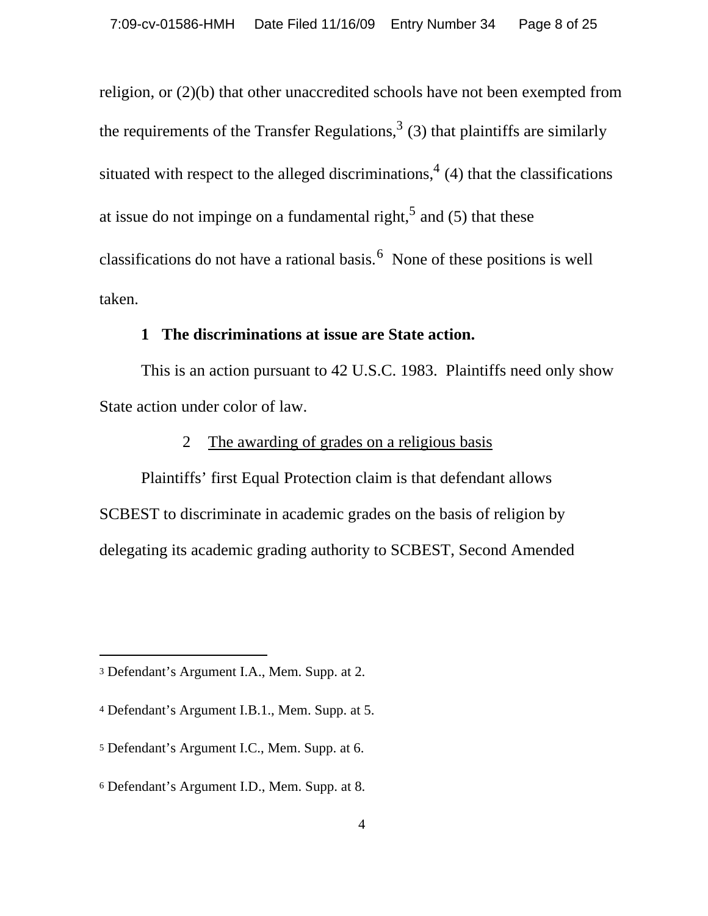religion, or (2)(b) that other unaccredited schools have not been exempted from the requirements of the Transfer Regulations,[3] (3) that plaintiffs are similarly situated with respect to the alleged discriminations,[4] (4) that the classifications at issue do not impinge on a fundamental right,[5] and (5) that these classifications do not have a rational basis.[6] None of these positions is well taken.

**1 The discriminations at issue are State action.**

This is an action pursuant to 42 U.S.C. 1983. Plaintiffs need only show State action under color of law.

2 <u>The awarding of grades on a religious basis</u>

Plaintiffs' first Equal Protection claim is that defendant allows SCBEST to discriminate in academic grades on the basis of religion by delegating its academic grading authority to SCBEST, Second Amended

---

3 Defendant's Argument I.A., Mem. Supp. at 2.

4 Defendant's Argument I.B.1., Mem. Supp. at 5.

5 Defendant's Argument I.C., Mem. Supp. at 6.

6 Defendant's Argument I.D., Mem. Supp. at 8.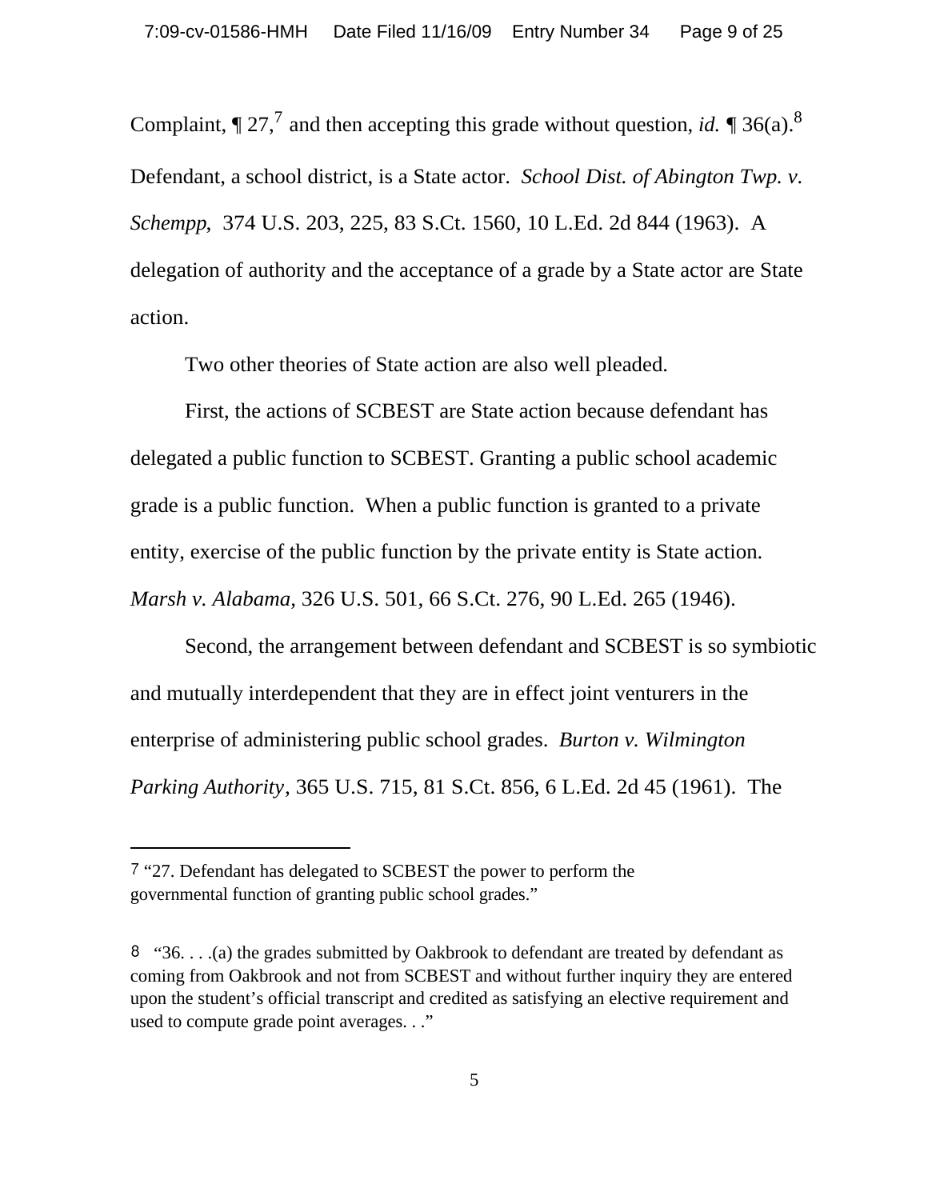Complaint, ¶ 27,[7] and then accepting this grade without question, *id.* ¶ 36(a).[8] Defendant, a school district, is a State actor. *School Dist. of Abington Twp. v. Schempp*, 374 U.S. 203, 225, 83 S.Ct. 1560, 10 L.Ed. 2d 844 (1963). A delegation of authority and the acceptance of a grade by a State actor are State action.

Two other theories of State action are also well pleaded.

First, the actions of SCBEST are State action because defendant has delegated a public function to SCBEST. Granting a public school academic grade is a public function. When a public function is granted to a private entity, exercise of the public function by the private entity is State action. *Marsh v. Alabama,* 326 U.S. 501, 66 S.Ct. 276, 90 L.Ed. 265 (1946).

Second, the arrangement between defendant and SCBEST is so symbiotic and mutually interdependent that they are in effect joint venturers in the enterprise of administering public school grades. *Burton v. Wilmington Parking Authority*, 365 U.S. 715, 81 S.Ct. 856, 6 L.Ed. 2d 45 (1961). The

---

[7] "27. Defendant has delegated to SCBEST the power to perform the governmental function of granting public school grades."

[8] "36. . . .(a) the grades submitted by Oakbrook to defendant are treated by defendant as coming from Oakbrook and not from SCBEST and without further inquiry they are entered upon the student's official transcript and credited as satisfying an elective requirement and used to compute grade point averages. . ."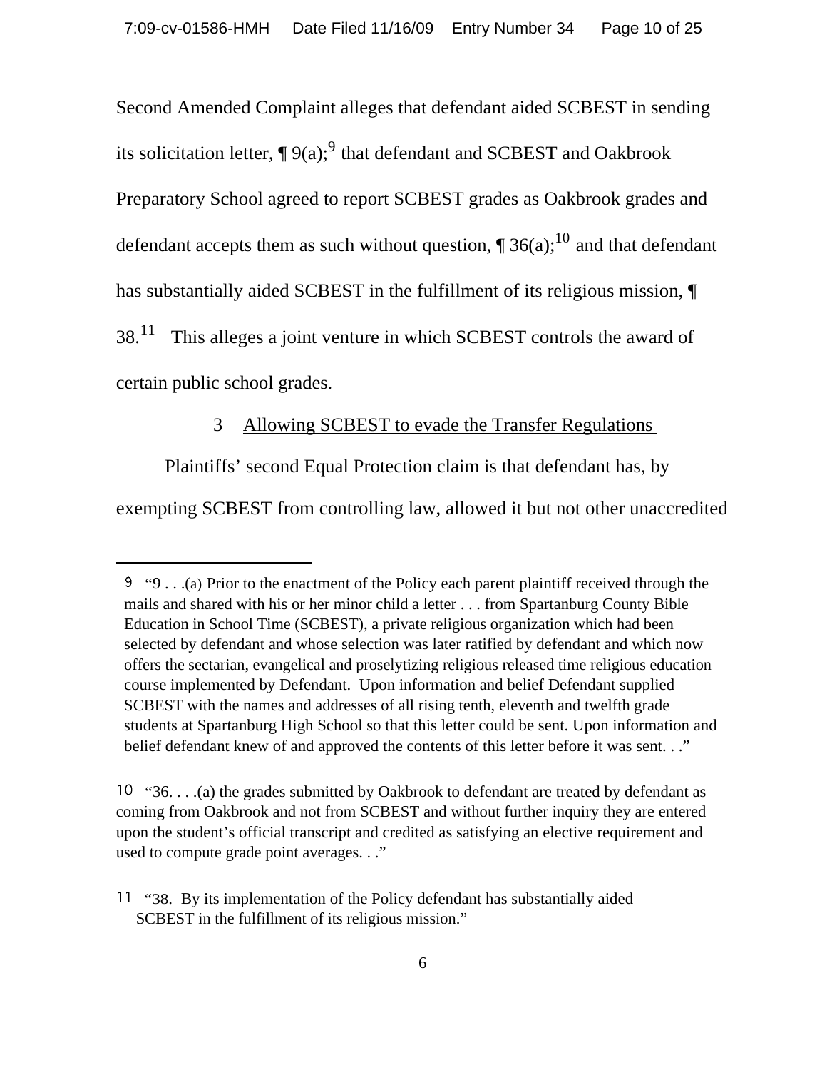Second Amended Complaint alleges that defendant aided SCBEST in sending its solicitation letter, ¶ 9(a);[9] that defendant and SCBEST and Oakbrook Preparatory School agreed to report SCBEST grades as Oakbrook grades and defendant accepts them as such without question, ¶ 36(a);[10] and that defendant has substantially aided SCBEST in the fulfillment of its religious mission, ¶ 38.[11] This alleges a joint venture in which SCBEST controls the award of certain public school grades.

3 Allowing SCBEST to evade the Transfer Regulations

Plaintiffs' second Equal Protection claim is that defendant has, by exempting SCBEST from controlling law, allowed it but not other unaccredited

---

9 "9 . . .(a) Prior to the enactment of the Policy each parent plaintiff received through the mails and shared with his or her minor child a letter . . . from Spartanburg County Bible Education in School Time (SCBEST), a private religious organization which had been selected by defendant and whose selection was later ratified by defendant and which now offers the sectarian, evangelical and proselytizing religious released time religious education course implemented by Defendant. Upon information and belief Defendant supplied SCBEST with the names and addresses of all rising tenth, eleventh and twelfth grade students at Spartanburg High School so that this letter could be sent. Upon information and belief defendant knew of and approved the contents of this letter before it was sent. . ."

10 "36. . . .(a) the grades submitted by Oakbrook to defendant are treated by defendant as coming from Oakbrook and not from SCBEST and without further inquiry they are entered upon the student's official transcript and credited as satisfying an elective requirement and used to compute grade point averages. . ."

11 "38. By its implementation of the Policy defendant has substantially aided SCBEST in the fulfillment of its religious mission."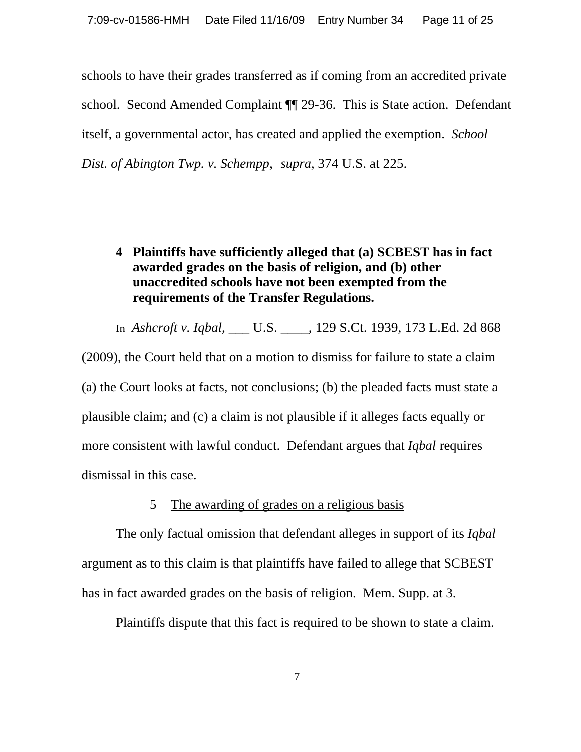schools to have their grades transferred as if coming from an accredited private school. Second Amended Complaint ¶¶ 29-36. This is State action. Defendant itself, a governmental actor, has created and applied the exemption. *School Dist. of Abington Twp. v. Schempp*, *supra*, 374 U.S. at 225.

### 4 Plaintiffs have sufficiently alleged that (a) SCBEST has in fact awarded grades on the basis of religion, and (b) other unaccredited schools have not been exempted from the requirements of the Transfer Regulations.

In *Ashcroft v. Iqbal*, ___ U.S. ____, 129 S.Ct. 1939, 173 L.Ed. 2d 868 (2009), the Court held that on a motion to dismiss for failure to state a claim (a) the Court looks at facts, not conclusions; (b) the pleaded facts must state a plausible claim; and (c) a claim is not plausible if it alleges facts equally or more consistent with lawful conduct. Defendant argues that *Iqbal* requires dismissal in this case.

#### 5 The awarding of grades on a religious basis

The only factual omission that defendant alleges in support of its *Iqbal* argument as to this claim is that plaintiffs have failed to allege that SCBEST has in fact awarded grades on the basis of religion. Mem. Supp. at 3.

Plaintiffs dispute that this fact is required to be shown to state a claim.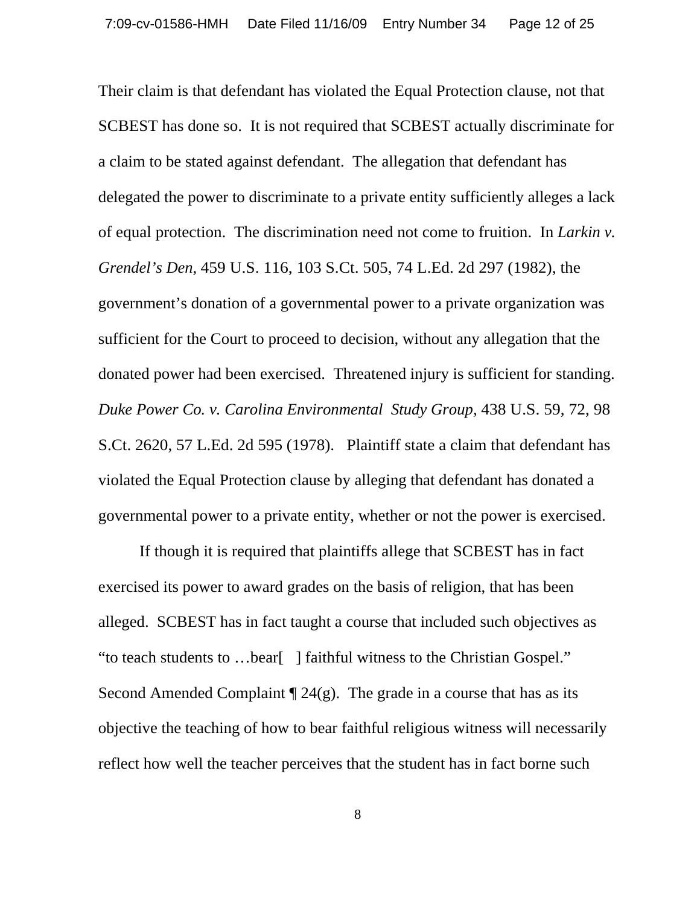Their claim is that defendant has violated the Equal Protection clause, not that SCBEST has done so. It is not required that SCBEST actually discriminate for a claim to be stated against defendant. The allegation that defendant has delegated the power to discriminate to a private entity sufficiently alleges a lack of equal protection. The discrimination need not come to fruition. In *Larkin v. Grendel's Den,* 459 U.S. 116, 103 S.Ct. 505, 74 L.Ed. 2d 297 (1982), the government's donation of a governmental power to a private organization was sufficient for the Court to proceed to decision, without any allegation that the donated power had been exercised. Threatened injury is sufficient for standing. *Duke Power Co. v. Carolina Environmental Study Group,* 438 U.S. 59, 72, 98 S.Ct. 2620, 57 L.Ed. 2d 595 (1978). Plaintiff state a claim that defendant has violated the Equal Protection clause by alleging that defendant has donated a governmental power to a private entity, whether or not the power is exercised.

If though it is required that plaintiffs allege that SCBEST has in fact exercised its power to award grades on the basis of religion, that has been alleged. SCBEST has in fact taught a course that included such objectives as "to teach students to …bear[ ] faithful witness to the Christian Gospel." Second Amended Complaint ¶ 24(g). The grade in a course that has as its objective the teaching of how to bear faithful religious witness will necessarily reflect how well the teacher perceives that the student has in fact borne such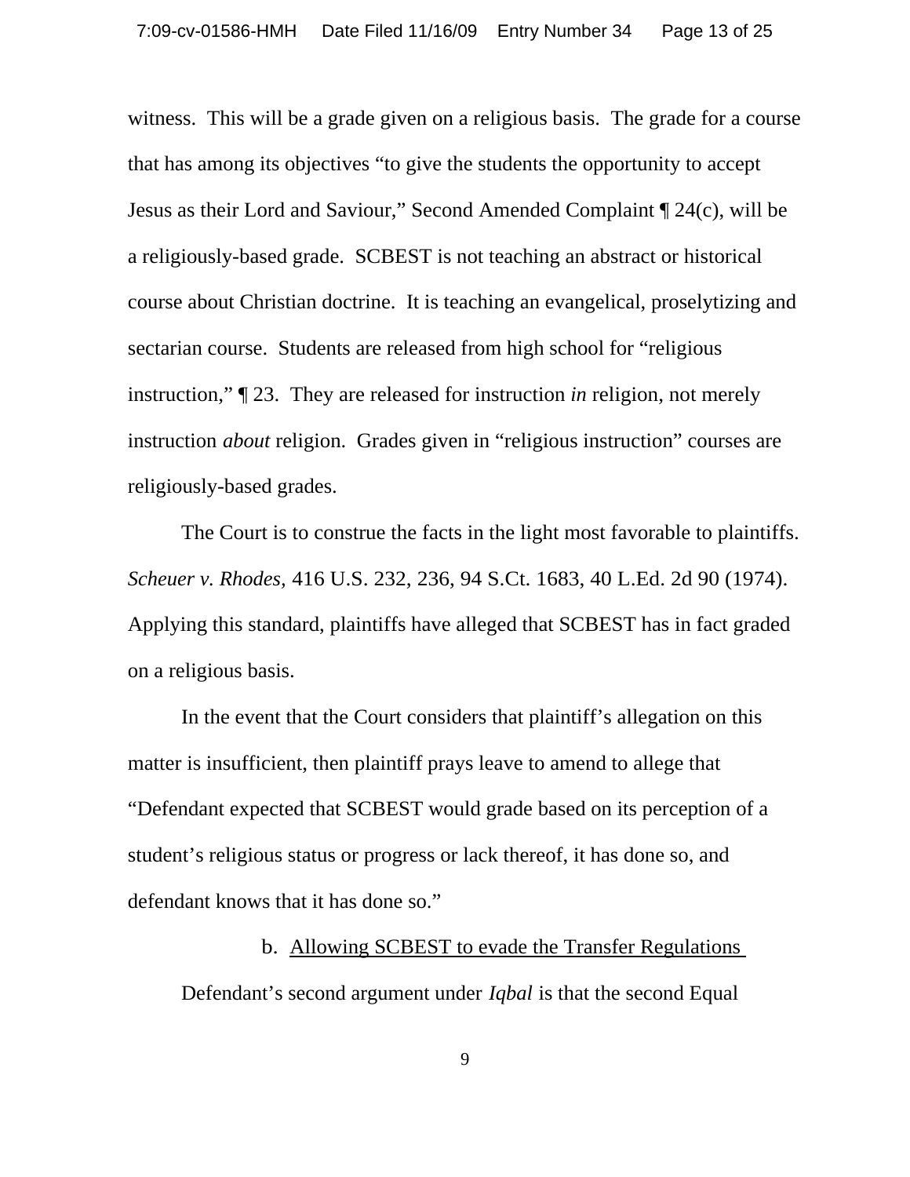witness. This will be a grade given on a religious basis. The grade for a course that has among its objectives "to give the students the opportunity to accept Jesus as their Lord and Saviour," Second Amended Complaint ¶ 24(c), will be a religiously-based grade. SCBEST is not teaching an abstract or historical course about Christian doctrine. It is teaching an evangelical, proselytizing and sectarian course. Students are released from high school for "religious instruction," ¶ 23. They are released for instruction *in* religion, not merely instruction *about* religion. Grades given in "religious instruction" courses are religiously-based grades.

The Court is to construe the facts in the light most favorable to plaintiffs. *Scheuer v. Rhodes,* 416 U.S. 232, 236, 94 S.Ct. 1683, 40 L.Ed. 2d 90 (1974). Applying this standard, plaintiffs have alleged that SCBEST has in fact graded on a religious basis.

In the event that the Court considers that plaintiff's allegation on this matter is insufficient, then plaintiff prays leave to amend to allege that "Defendant expected that SCBEST would grade based on its perception of a student's religious status or progress or lack thereof, it has done so, and defendant knows that it has done so."

b. Allowing SCBEST to evade the Transfer Regulations

Defendant's second argument under *Iqbal* is that the second Equal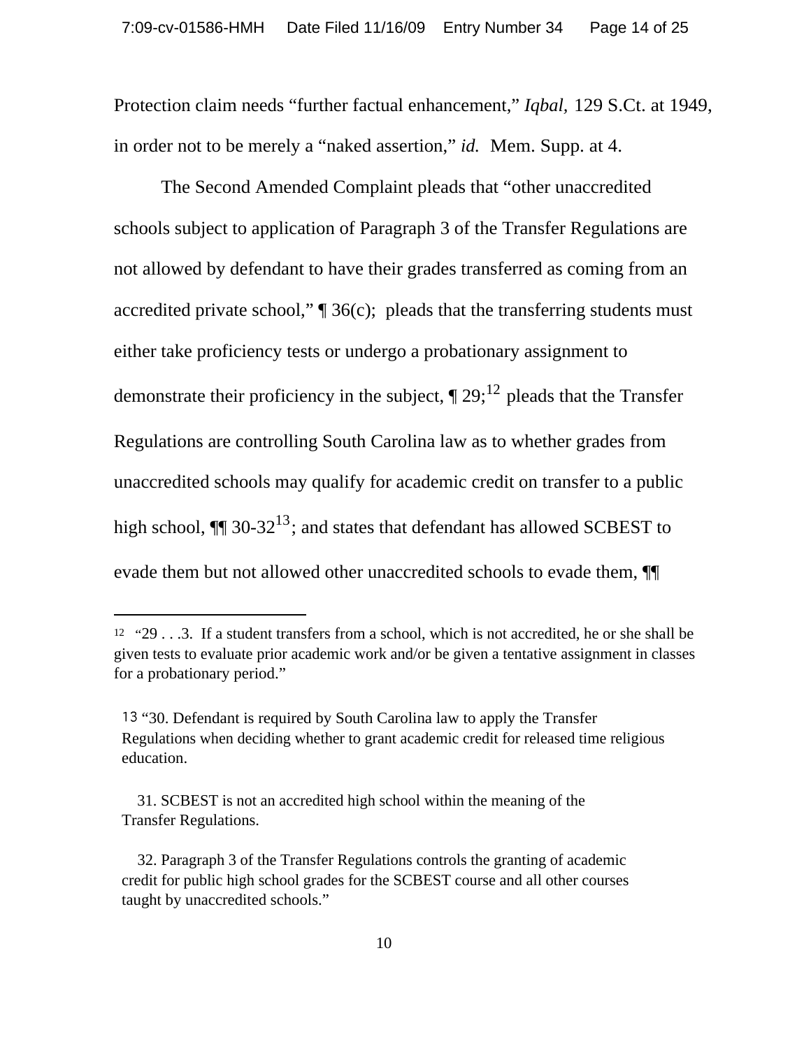Protection claim needs “further factual enhancement,” *Iqbal,* 129 S.Ct. at 1949, in order not to be merely a “naked assertion,” *id.* Mem. Supp. at 4.

The Second Amended Complaint pleads that “other unaccredited schools subject to application of Paragraph 3 of the Transfer Regulations are not allowed by defendant to have their grades transferred as coming from an accredited private school,” ¶ 36(c); pleads that the transferring students must either take proficiency tests or undergo a probationary assignment to demonstrate their proficiency in the subject, ¶ 29;[12] pleads that the Transfer Regulations are controlling South Carolina law as to whether grades from unaccredited schools may qualify for academic credit on transfer to a public high school, ¶¶ 30-32[13]; and states that defendant has allowed SCBEST to evade them but not allowed other unaccredited schools to evade them, ¶¶

---

[12] “29 . . .3. If a student transfers from a school, which is not accredited, he or she shall be given tests to evaluate prior academic work and/or be given a tentative assignment in classes for a probationary period.”

[13] “30. Defendant is required by South Carolina law to apply the Transfer Regulations when deciding whether to grant academic credit for released time religious education.

31. SCBEST is not an accredited high school within the meaning of the Transfer Regulations.

32. Paragraph 3 of the Transfer Regulations controls the granting of academic credit for public high school grades for the SCBEST course and all other courses taught by unaccredited schools.”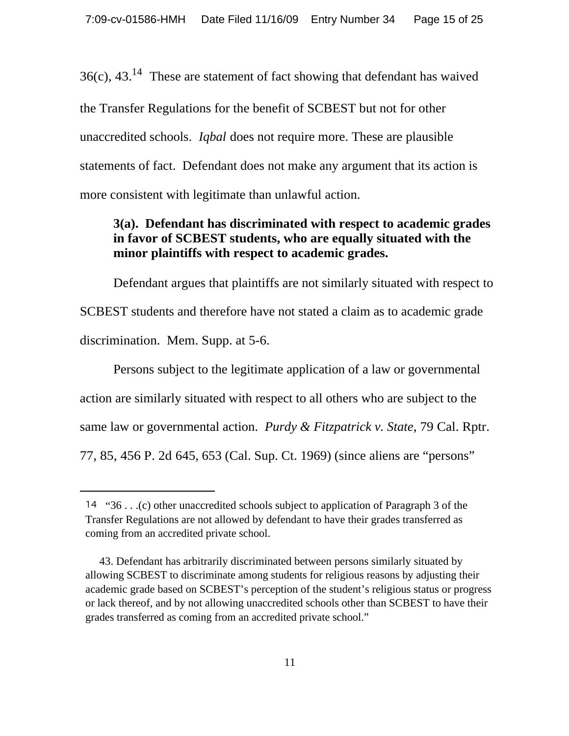36(c), 43.[14] These are statement of fact showing that defendant has waived the Transfer Regulations for the benefit of SCBEST but not for other unaccredited schools. *Iqbal* does not require more. These are plausible statements of fact. Defendant does not make any argument that its action is more consistent with legitimate than unlawful action.

**3(a). Defendant has discriminated with respect to academic grades in favor of SCBEST students, who are equally situated with the minor plaintiffs with respect to academic grades.**

Defendant argues that plaintiffs are not similarly situated with respect to SCBEST students and therefore have not stated a claim as to academic grade discrimination. Mem. Supp. at 5-6.

Persons subject to the legitimate application of a law or governmental action are similarly situated with respect to all others who are subject to the same law or governmental action. *Purdy & Fitzpatrick v. State*, 79 Cal. Rptr. 77, 85, 456 P. 2d 645, 653 (Cal. Sup. Ct. 1969) (since aliens are "persons"

---

[14] "36 . . .(c) other unaccredited schools subject to application of Paragraph 3 of the Transfer Regulations are not allowed by defendant to have their grades transferred as coming from an accredited private school.

43. Defendant has arbitrarily discriminated between persons similarly situated by allowing SCBEST to discriminate among students for religious reasons by adjusting their academic grade based on SCBEST's perception of the student's religious status or progress or lack thereof, and by not allowing unaccredited schools other than SCBEST to have their grades transferred as coming from an accredited private school."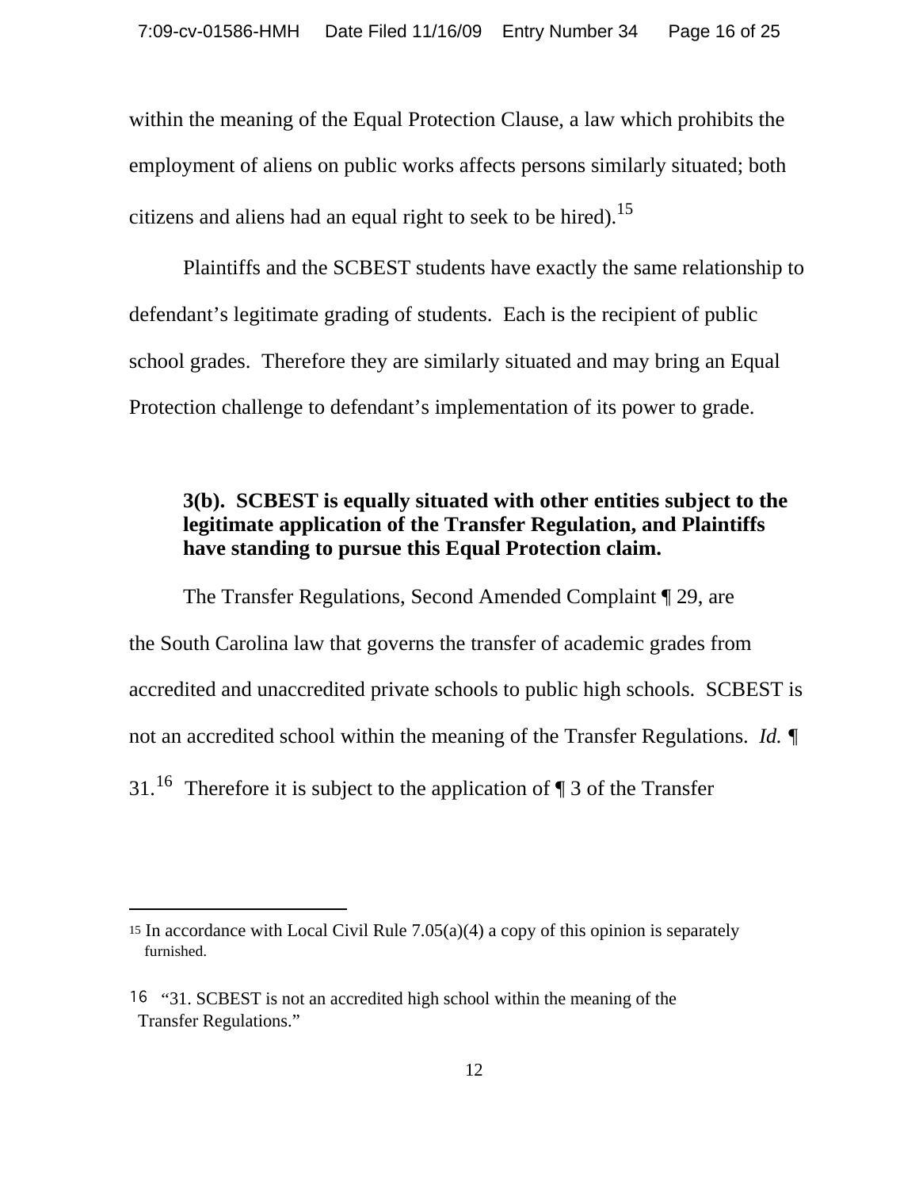within the meaning of the Equal Protection Clause, a law which prohibits the employment of aliens on public works affects persons similarly situated; both citizens and aliens had an equal right to seek to be hired).[15]

Plaintiffs and the SCBEST students have exactly the same relationship to defendant's legitimate grading of students. Each is the recipient of public school grades. Therefore they are similarly situated and may bring an Equal Protection challenge to defendant's implementation of its power to grade.

**3(b). SCBEST is equally situated with other entities subject to the legitimate application of the Transfer Regulation, and Plaintiffs have standing to pursue this Equal Protection claim.**

The Transfer Regulations, Second Amended Complaint ¶ 29, are the South Carolina law that governs the transfer of academic grades from accredited and unaccredited private schools to public high schools. SCBEST is not an accredited school within the meaning of the Transfer Regulations. *Id.* ¶ 31.[16] Therefore it is subject to the application of ¶ 3 of the Transfer

---

[15] In accordance with Local Civil Rule 7.05(a)(4) a copy of this opinion is separately furnished.

[16] "31. SCBEST is not an accredited high school within the meaning of the Transfer Regulations."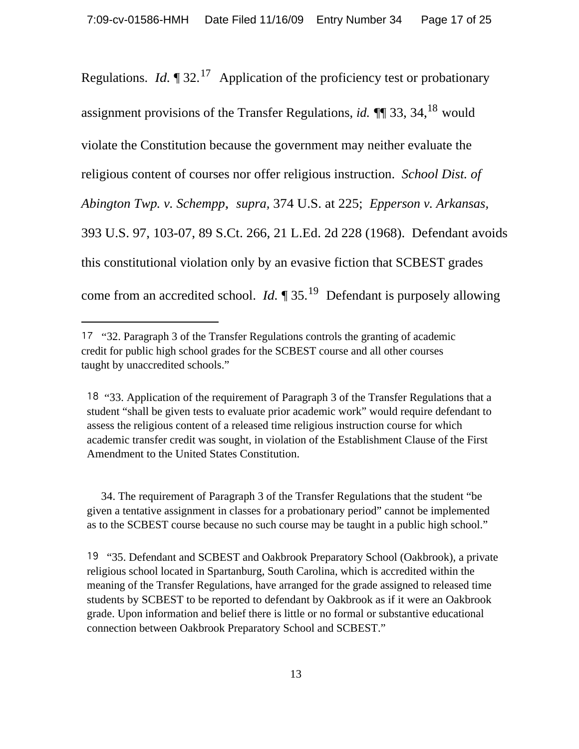Regulations. *Id.* ¶ 32.[17] Application of the proficiency test or probationary assignment provisions of the Transfer Regulations, *id.* ¶¶ 33, 34,[18] would violate the Constitution because the government may neither evaluate the religious content of courses nor offer religious instruction. *School Dist. of Abington Twp. v. Schempp*, *supra,* 374 U.S. at 225; *Epperson v. Arkansas,* 393 U.S. 97, 103-07, 89 S.Ct. 266, 21 L.Ed. 2d 228 (1968). Defendant avoids this constitutional violation only by an evasive fiction that SCBEST grades come from an accredited school. *Id.* ¶ 35.[19] Defendant is purposely allowing

---

[17] "32. Paragraph 3 of the Transfer Regulations controls the granting of academic credit for public high school grades for the SCBEST course and all other courses taught by unaccredited schools."

[18] "33. Application of the requirement of Paragraph 3 of the Transfer Regulations that a student "shall be given tests to evaluate prior academic work" would require defendant to assess the religious content of a released time religious instruction course for which academic transfer credit was sought, in violation of the Establishment Clause of the First Amendment to the United States Constitution.

34. The requirement of Paragraph 3 of the Transfer Regulations that the student "be given a tentative assignment in classes for a probationary period" cannot be implemented as to the SCBEST course because no such course may be taught in a public high school."

[19] "35. Defendant and SCBEST and Oakbrook Preparatory School (Oakbrook), a private religious school located in Spartanburg, South Carolina, which is accredited within the meaning of the Transfer Regulations, have arranged for the grade assigned to released time students by SCBEST to be reported to defendant by Oakbrook as if it were an Oakbrook grade. Upon information and belief there is little or no formal or substantive educational connection between Oakbrook Preparatory School and SCBEST."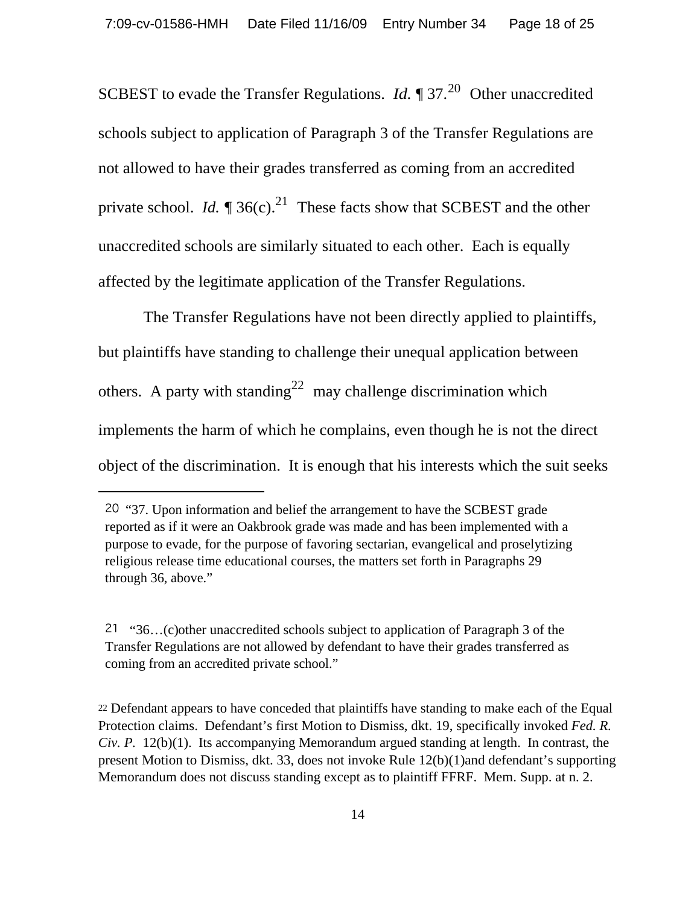SCBEST to evade the Transfer Regulations. *Id.* ¶ 37.[20] Other unaccredited schools subject to application of Paragraph 3 of the Transfer Regulations are not allowed to have their grades transferred as coming from an accredited private school. *Id.* ¶ 36(c).[21] These facts show that SCBEST and the other unaccredited schools are similarly situated to each other. Each is equally affected by the legitimate application of the Transfer Regulations.

The Transfer Regulations have not been directly applied to plaintiffs, but plaintiffs have standing to challenge their unequal application between others. A party with standing[22] may challenge discrimination which implements the harm of which he complains, even though he is not the direct object of the discrimination. It is enough that his interests which the suit seeks

---

[20] "37. Upon information and belief the arrangement to have the SCBEST grade reported as if it were an Oakbrook grade was made and has been implemented with a purpose to evade, for the purpose of favoring sectarian, evangelical and proselytizing religious release time educational courses, the matters set forth in Paragraphs 29 through 36, above."

[21] "36…(c)other unaccredited schools subject to application of Paragraph 3 of the Transfer Regulations are not allowed by defendant to have their grades transferred as coming from an accredited private school."

[22] Defendant appears to have conceded that plaintiffs have standing to make each of the Equal Protection claims. Defendant's first Motion to Dismiss, dkt. 19, specifically invoked *Fed. R. Civ. P.* 12(b)(1). Its accompanying Memorandum argued standing at length. In contrast, the present Motion to Dismiss, dkt. 33, does not invoke Rule 12(b)(1)and defendant's supporting Memorandum does not discuss standing except as to plaintiff FFRF. Mem. Supp. at n. 2.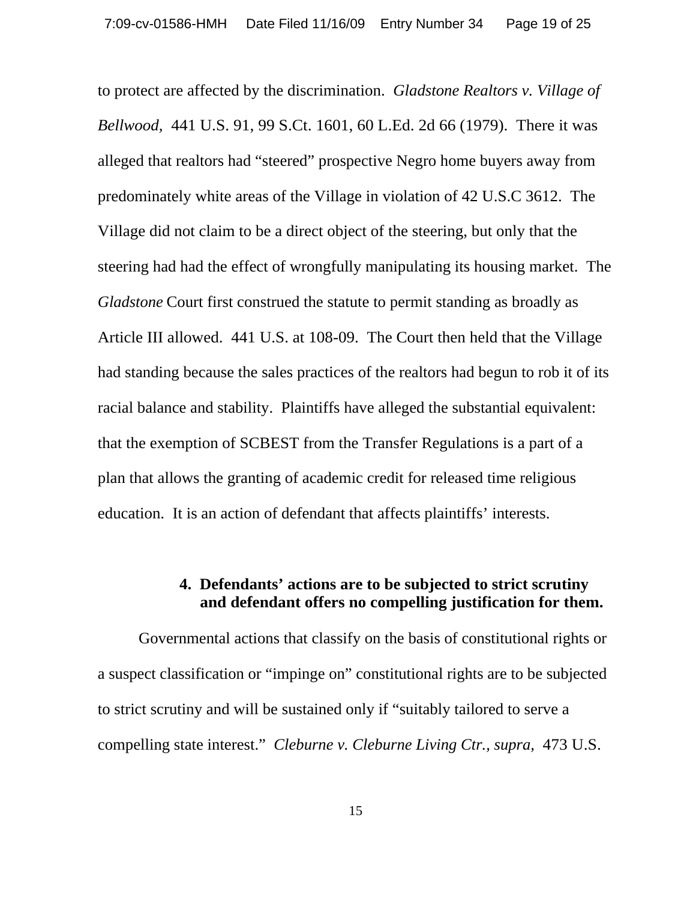to protect are affected by the discrimination. *Gladstone Realtors v. Village of Bellwood*, 441 U.S. 91, 99 S.Ct. 1601, 60 L.Ed. 2d 66 (1979). There it was alleged that realtors had "steered" prospective Negro home buyers away from predominately white areas of the Village in violation of 42 U.S.C 3612. The Village did not claim to be a direct object of the steering, but only that the steering had had the effect of wrongfully manipulating its housing market. The *Gladstone* Court first construed the statute to permit standing as broadly as Article III allowed. 441 U.S. at 108-09. The Court then held that the Village had standing because the sales practices of the realtors had begun to rob it of its racial balance and stability. Plaintiffs have alleged the substantial equivalent: that the exemption of SCBEST from the Transfer Regulations is a part of a plan that allows the granting of academic credit for released time religious education. It is an action of defendant that affects plaintiffs' interests.

**4. Defendants' actions are to be subjected to strict scrutiny and defendant offers no compelling justification for them.**

Governmental actions that classify on the basis of constitutional rights or a suspect classification or "impinge on" constitutional rights are to be subjected to strict scrutiny and will be sustained only if "suitably tailored to serve a compelling state interest." *Cleburne v. Cleburne Living Ctr., supra,* 473 U.S.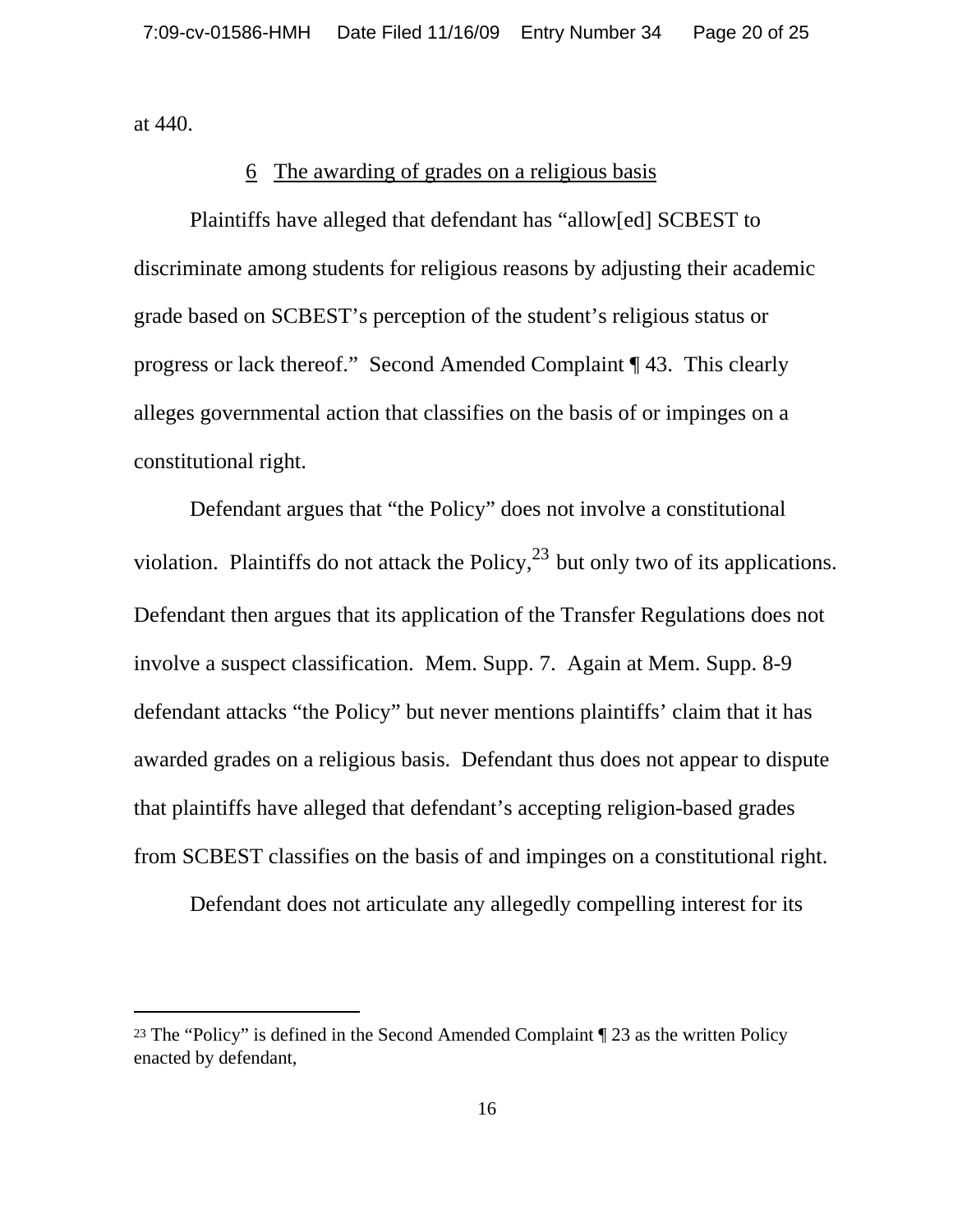at 440.

6 The awarding of grades on a religious basis

Plaintiffs have alleged that defendant has "allow[ed] SCBEST to discriminate among students for religious reasons by adjusting their academic grade based on SCBEST's perception of the student's religious status or progress or lack thereof." Second Amended Complaint ¶ 43. This clearly alleges governmental action that classifies on the basis of or impinges on a constitutional right.

Defendant argues that "the Policy" does not involve a constitutional violation. Plaintiffs do not attack the Policy,[23] but only two of its applications. Defendant then argues that its application of the Transfer Regulations does not involve a suspect classification. Mem. Supp. 7. Again at Mem. Supp. 8-9 defendant attacks "the Policy" but never mentions plaintiffs' claim that it has awarded grades on a religious basis. Defendant thus does not appear to dispute that plaintiffs have alleged that defendant's accepting religion-based grades from SCBEST classifies on the basis of and impinges on a constitutional right.

Defendant does not articulate any allegedly compelling interest for its

[23] The "Policy" is defined in the Second Amended Complaint ¶ 23 as the written Policy enacted by defendant,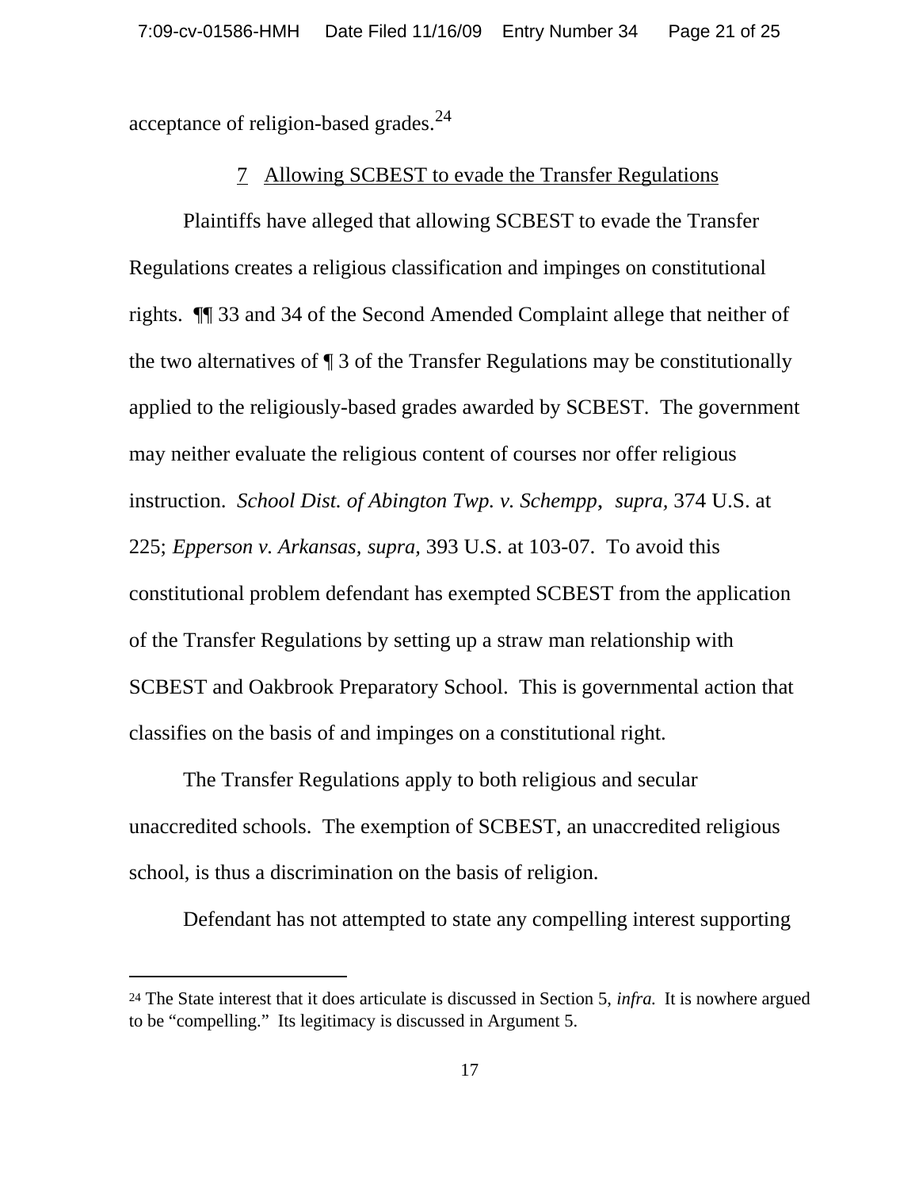acceptance of religion-based grades.[24]

### 7 Allowing SCBEST to evade the Transfer Regulations

Plaintiffs have alleged that allowing SCBEST to evade the Transfer Regulations creates a religious classification and impinges on constitutional rights. ¶¶ 33 and 34 of the Second Amended Complaint allege that neither of the two alternatives of ¶ 3 of the Transfer Regulations may be constitutionally applied to the religiously-based grades awarded by SCBEST. The government may neither evaluate the religious content of courses nor offer religious instruction. *School Dist. of Abington Twp. v. Schempp*, *supra,* 374 U.S. at 225; *Epperson v. Arkansas*, *supra,* 393 U.S. at 103-07. To avoid this constitutional problem defendant has exempted SCBEST from the application of the Transfer Regulations by setting up a straw man relationship with SCBEST and Oakbrook Preparatory School. This is governmental action that classifies on the basis of and impinges on a constitutional right.

The Transfer Regulations apply to both religious and secular unaccredited schools. The exemption of SCBEST, an unaccredited religious school, is thus a discrimination on the basis of religion.

Defendant has not attempted to state any compelling interest supporting

---

[24] The State interest that it does articulate is discussed in Section 5, *infra.* It is nowhere argued to be "compelling." Its legitimacy is discussed in Argument 5.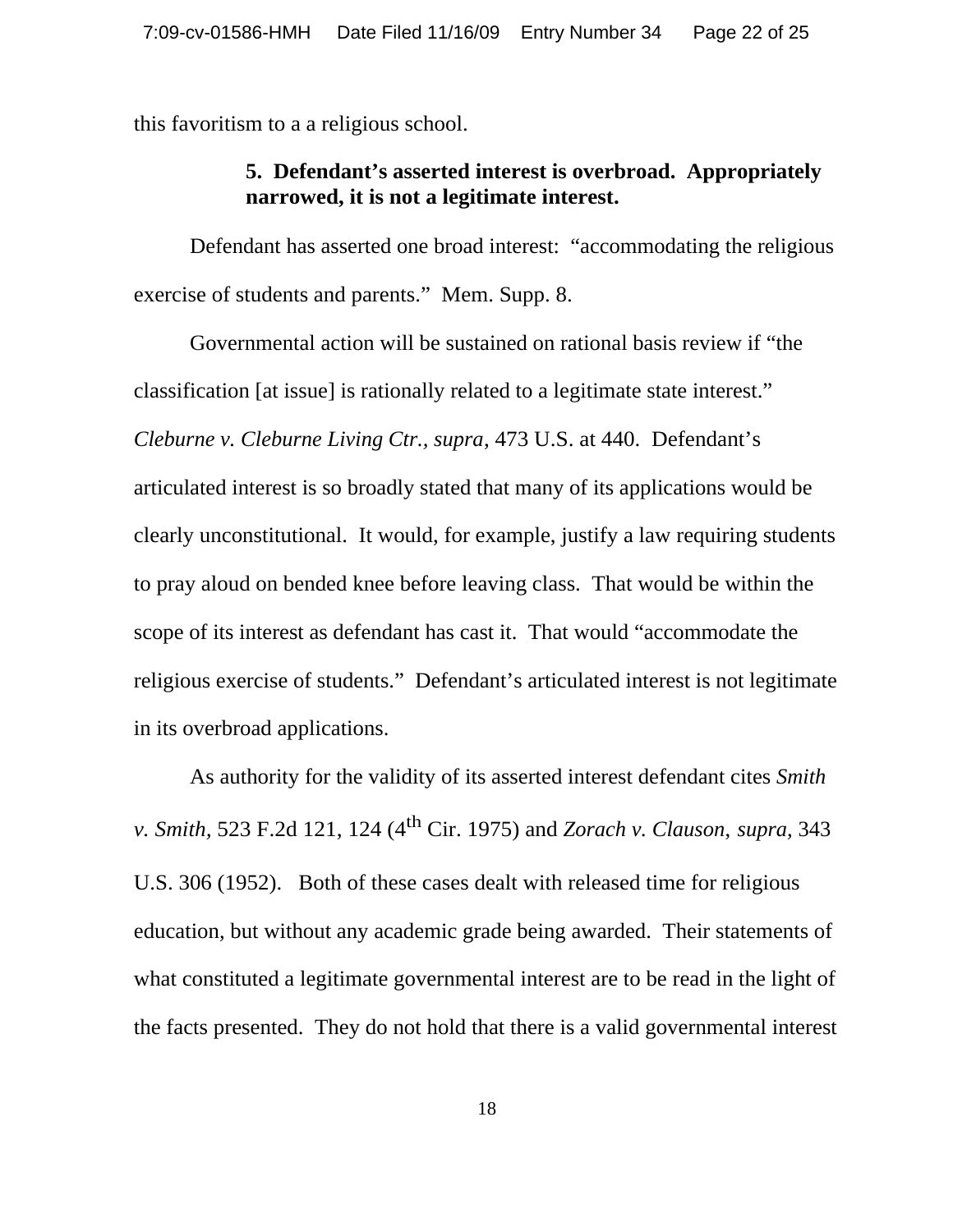this favoritism to a a religious school.

**5. Defendant's asserted interest is overbroad. Appropriately narrowed, it is not a legitimate interest.**

Defendant has asserted one broad interest: "accommodating the religious exercise of students and parents." Mem. Supp. 8.

Governmental action will be sustained on rational basis review if "the classification [at issue] is rationally related to a legitimate state interest." *Cleburne v. Cleburne Living Ctr., supra*, 473 U.S. at 440. Defendant's articulated interest is so broadly stated that many of its applications would be clearly unconstitutional. It would, for example, justify a law requiring students to pray aloud on bended knee before leaving class. That would be within the scope of its interest as defendant has cast it. That would "accommodate the religious exercise of students." Defendant's articulated interest is not legitimate in its overbroad applications.

As authority for the validity of its asserted interest defendant cites *Smith v. Smith*, 523 F.2d 121, 124 (4th Cir. 1975) and *Zorach v. Clauson, supra,* 343 U.S. 306 (1952). Both of these cases dealt with released time for religious education, but without any academic grade being awarded. Their statements of what constituted a legitimate governmental interest are to be read in the light of the facts presented. They do not hold that there is a valid governmental interest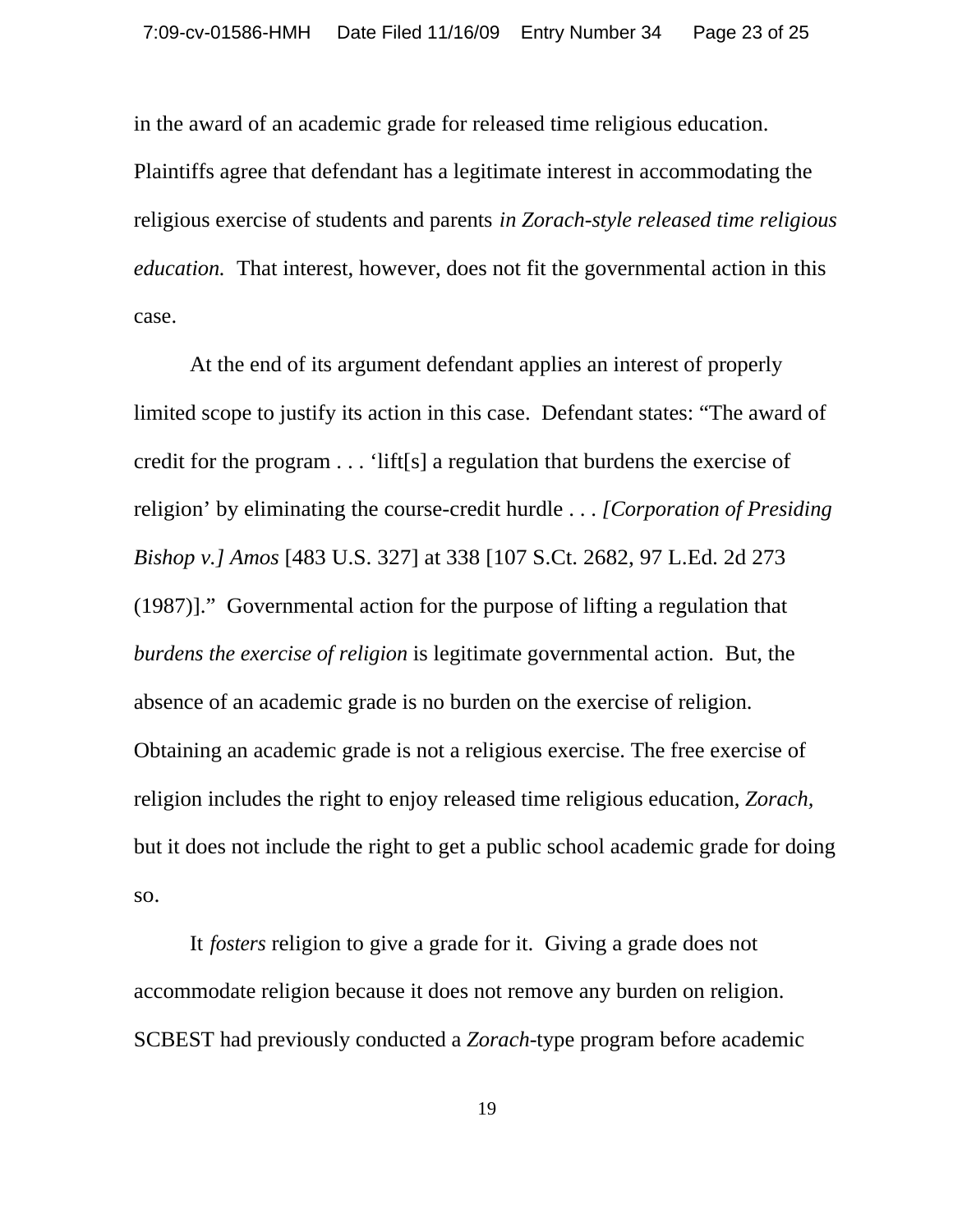in the award of an academic grade for released time religious education. Plaintiffs agree that defendant has a legitimate interest in accommodating the religious exercise of students and parents *in Zorach-style released time religious education.* That interest, however, does not fit the governmental action in this case.

At the end of its argument defendant applies an interest of properly limited scope to justify its action in this case. Defendant states: "The award of credit for the program . . . 'lift[s] a regulation that burdens the exercise of religion' by eliminating the course-credit hurdle . . . *[Corporation of Presiding Bishop v.] Amos* [483 U.S. 327] at 338 [107 S.Ct. 2682, 97 L.Ed. 2d 273 (1987)]." Governmental action for the purpose of lifting a regulation that *burdens the exercise of religion* is legitimate governmental action. But, the absence of an academic grade is no burden on the exercise of religion. Obtaining an academic grade is not a religious exercise. The free exercise of religion includes the right to enjoy released time religious education, *Zorach,* but it does not include the right to get a public school academic grade for doing so.

It *fosters* religion to give a grade for it. Giving a grade does not accommodate religion because it does not remove any burden on religion. SCBEST had previously conducted a *Zorach*-type program before academic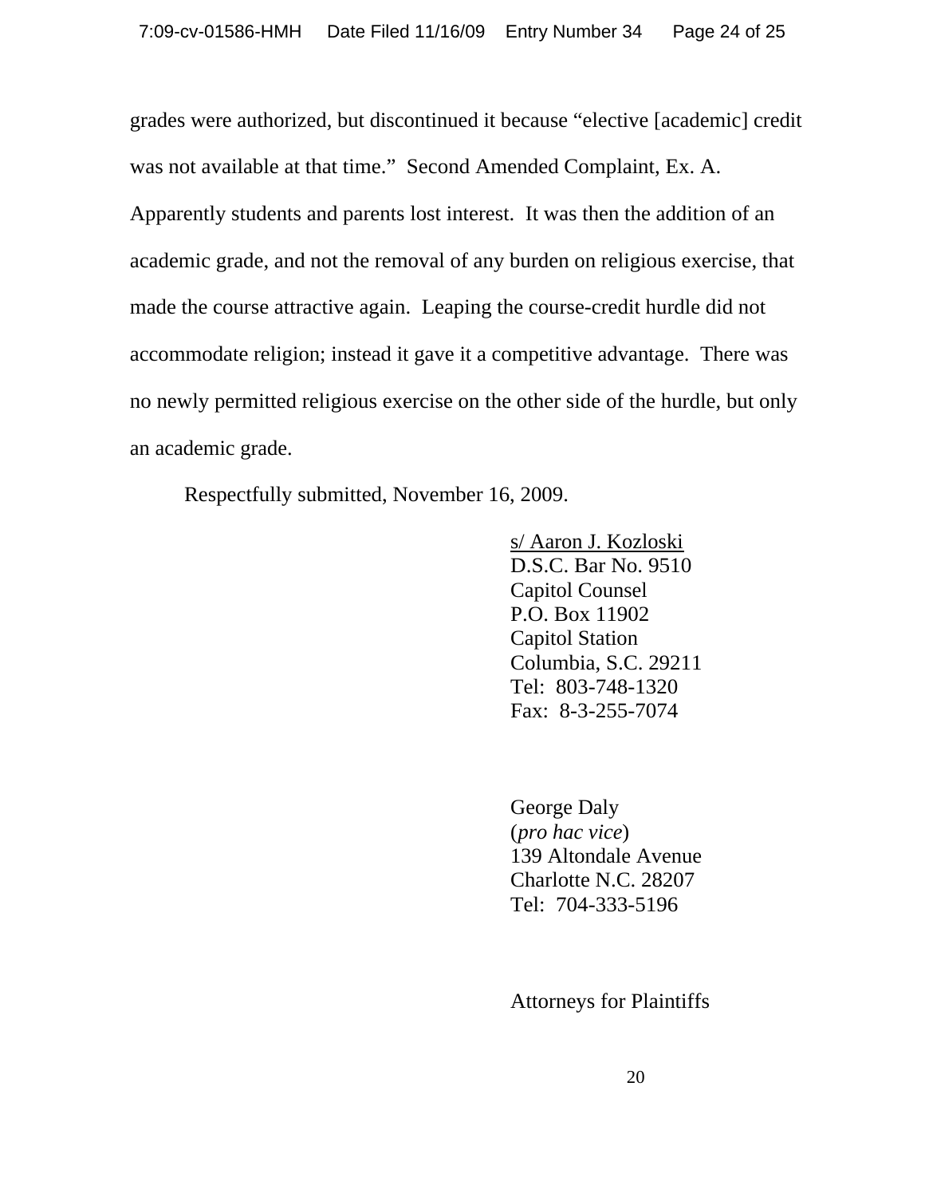grades were authorized, but discontinued it because "elective [academic] credit was not available at that time." Second Amended Complaint, Ex. A. Apparently students and parents lost interest. It was then the addition of an academic grade, and not the removal of any burden on religious exercise, that made the course attractive again. Leaping the course-credit hurdle did not accommodate religion; instead it gave it a competitive advantage. There was no newly permitted religious exercise on the other side of the hurdle, but only an academic grade.

Respectfully submitted, November 16, 2009.

s/ Aaron J. Kozloski
D.S.C. Bar No. 9510
Capitol Counsel
P.O. Box 11902
Capitol Station
Columbia, S.C. 29211
Tel: 803-748-1320
Fax: 8-3-255-7074

George Daly
(*pro hac vice*)
139 Altondale Avenue
Charlotte N.C. 28207
Tel: 704-333-5196

Attorneys for Plaintiffs